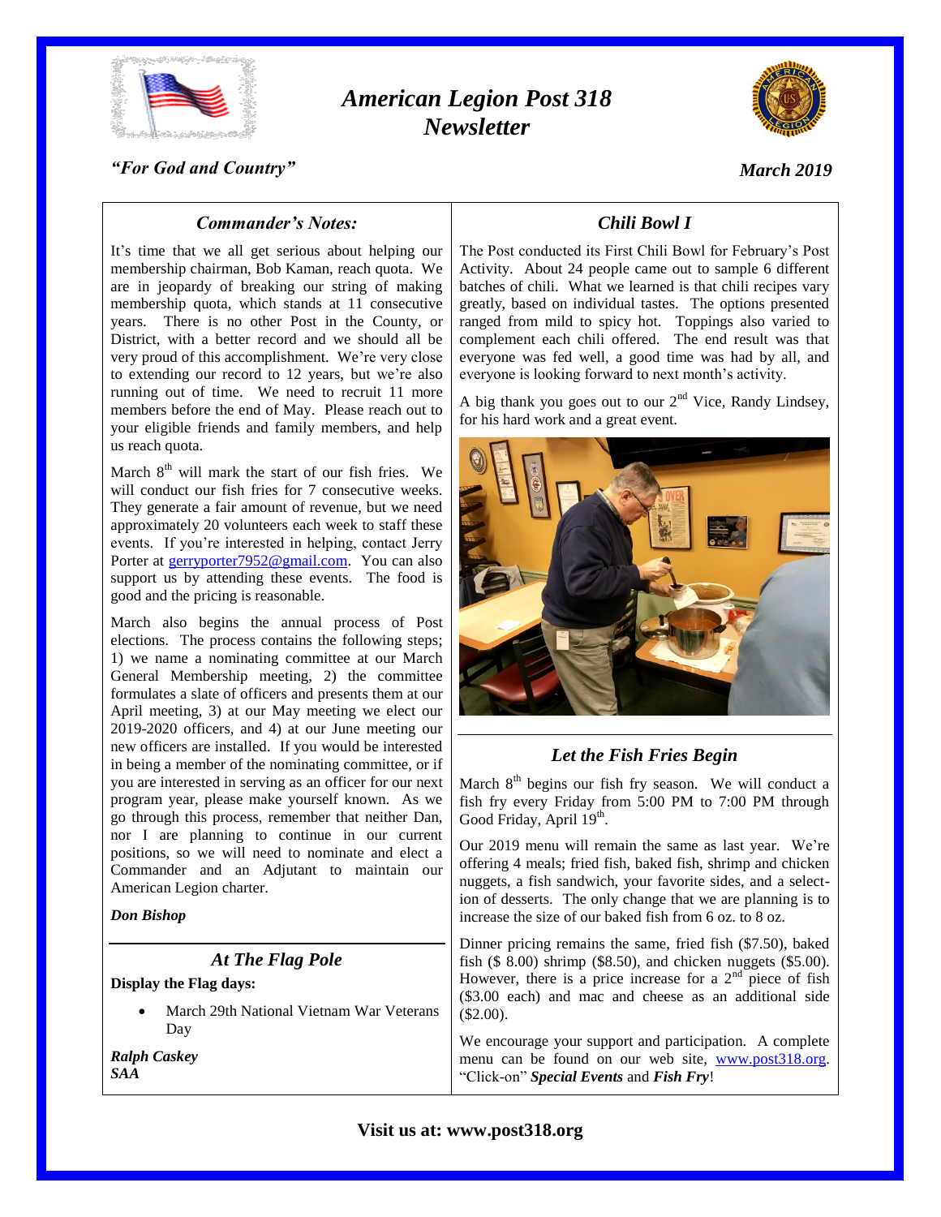# American Legion Post 318 Newsletter

*"For God and Country"*

*March 2019*

## *Commander's Notes:*

It's time that we all get serious about helping our membership chairman, Bob Kaman, reach quota. We are in jeopardy of breaking our string of making membership quota, which stands at 11 consecutive years. There is no other Post in the County, or District, with a better record and we should all be very proud of this accomplishment. We're very close to extending our record to 12 years, but we're also running out of time. We need to recruit 11 more members before the end of May. Please reach out to your eligible friends and family members, and help us reach quota.

March 8th will mark the start of our fish fries. We will conduct our fish fries for 7 consecutive weeks. They generate a fair amount of revenue, but we need approximately 20 volunteers each week to staff these events. If you're interested in helping, contact Jerry Porter at gerryporter7952@gmail.com. You can also support us by attending these events. The food is good and the pricing is reasonable.

March also begins the annual process of Post elections. The process contains the following steps; 1) we name a nominating committee at our March General Membership meeting, 2) the committee formulates a slate of officers and presents them at our April meeting, 3) at our May meeting we elect our 2019-2020 officers, and 4) at our June meeting our new officers are installed. If you would be interested in being a member of the nominating committee, or if you are interested in serving as an officer for our next program year, please make yourself known. As we go through this process, remember that neither Dan, nor I are planning to continue in our current positions, so we will need to nominate and elect a Commander and an Adjutant to maintain our American Legion charter.

***Don Bishop***

## *At The Flag Pole*

**Display the Flag days:**

- March 29th National Vietnam War Veterans Day

***Ralph Caskey***
***SAA***

## *Chili Bowl I*

The Post conducted its First Chili Bowl for February's Post Activity. About 24 people came out to sample 6 different batches of chili. What we learned is that chili recipes vary greatly, based on individual tastes. The options presented ranged from mild to spicy hot. Toppings also varied to complement each chili offered. The end result was that everyone was fed well, a good time was had by all, and everyone is looking forward to next month's activity.

A big thank you goes out to our 2nd Vice, Randy Lindsey, for his hard work and a great event.

## *Let the Fish Fries Begin*

March 8th begins our fish fry season. We will conduct a fish fry every Friday from 5:00 PM to 7:00 PM through Good Friday, April 19th.

Our 2019 menu will remain the same as last year. We're offering 4 meals; fried fish, baked fish, shrimp and chicken nuggets, a fish sandwich, your favorite sides, and a selection of desserts. The only change that we are planning is to increase the size of our baked fish from 6 oz. to 8 oz.

Dinner pricing remains the same, fried fish ($7.50), baked fish ($ 8.00) shrimp ($8.50), and chicken nuggets ($5.00). However, there is a price increase for a 2nd piece of fish ($3.00 each) and mac and cheese as an additional side ($2.00).

We encourage your support and participation. A complete menu can be found on our web site, www.post318.org. "Click-on" ***Special Events*** and ***Fish Fry***!

**Visit us at: www.post318.org**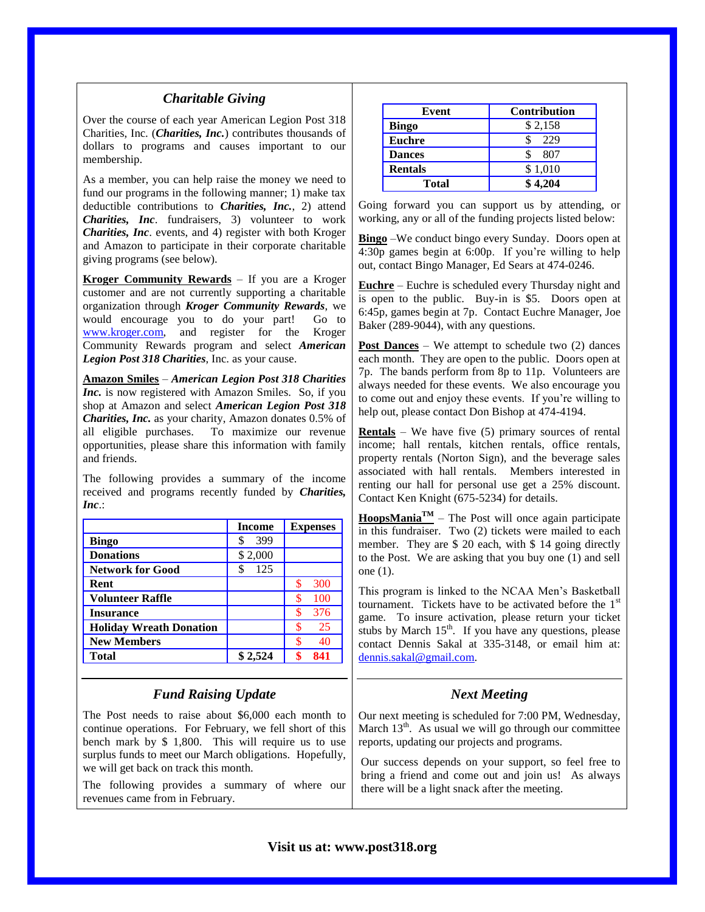## *Charitable Giving*

Over the course of each year American Legion Post 318 Charities, Inc. (***Charities, Inc.***) contributes thousands of dollars to programs and causes important to our membership.

As a member, you can help raise the money we need to fund our programs in the following manner; 1) make tax deductible contributions to ***Charities, Inc.***, 2) attend ***Charities, Inc***. fundraisers, 3) volunteer to work ***Charities, Inc***. events, and 4) register with both Kroger and Amazon to participate in their corporate charitable giving programs (see below).

**Kroger Community Rewards** – If you are a Kroger customer and are not currently supporting a charitable organization through ***Kroger Community Rewards***, we would encourage you to do your part! Go to www.kroger.com, and register for the Kroger Community Rewards program and select ***American Legion Post 318 Charities***, Inc. as your cause.

**Amazon Smiles** – ***American Legion Post 318 Charities Inc.*** is now registered with Amazon Smiles. So, if you shop at Amazon and select ***American Legion Post 318 Charities, Inc.*** as your charity, Amazon donates 0.5% of all eligible purchases. To maximize our revenue opportunities, please share this information with family and friends.

The following provides a summary of the income received and programs recently funded by ***Charities, Inc***.:

| | Income | Expenses |
|---|---|---|
| **Bingo** | $ 399 | |
| **Donations** | $ 2,000 | |
| **Network for Good** | $ 125 | |
| **Rent** | | $ 300 |
| **Volunteer Raffle** | | $ 100 |
| **Insurance** | | $ 376 |
| **Holiday Wreath Donation** | | $ 25 |
| **New Members** | | $ 40 |
| **Total** | **$ 2,524** | **$ 841** |

## *Fund Raising Update*

The Post needs to raise about $6,000 each month to continue operations. For February, we fell short of this bench mark by $ 1,800. This will require us to use surplus funds to meet our March obligations. Hopefully, we will get back on track this month.

The following provides a summary of where our revenues came from in February.

| Event | Contribution |
|---|---|
| **Bingo** | $ 2,158 |
| **Euchre** | $ 229 |
| **Dances** | $ 807 |
| **Rentals** | $ 1,010 |
| **Total** | **$ 4,204** |

Going forward you can support us by attending, or working, any or all of the funding projects listed below:

**Bingo** –We conduct bingo every Sunday. Doors open at 4:30p games begin at 6:00p. If you're willing to help out, contact Bingo Manager, Ed Sears at 474-0246.

**Euchre** – Euchre is scheduled every Thursday night and is open to the public. Buy-in is $5. Doors open at 6:45p, games begin at 7p. Contact Euchre Manager, Joe Baker (289-9044), with any questions.

**Post Dances** – We attempt to schedule two (2) dances each month. They are open to the public. Doors open at 7p. The bands perform from 8p to 11p. Volunteers are always needed for these events. We also encourage you to come out and enjoy these events. If you're willing to help out, please contact Don Bishop at 474-4194.

**Rentals** – We have five (5) primary sources of rental income; hall rentals, kitchen rentals, office rentals, property rentals (Norton Sign), and the beverage sales associated with hall rentals. Members interested in renting our hall for personal use get a 25% discount. Contact Ken Knight (675-5234) for details.

**HoopsMania™** – The Post will once again participate in this fundraiser. Two (2) tickets were mailed to each member. They are $ 20 each, with $ 14 going directly to the Post. We are asking that you buy one (1) and sell one (1).

This program is linked to the NCAA Men's Basketball tournament. Tickets have to be activated before the 1st game. To insure activation, please return your ticket stubs by March 15th. If you have any questions, please contact Dennis Sakal at 335-3148, or email him at: dennis.sakal@gmail.com.

## *Next Meeting*

Our next meeting is scheduled for 7:00 PM, Wednesday, March 13th. As usual we will go through our committee reports, updating our projects and programs.

Our success depends on your support, so feel free to bring a friend and come out and join us! As always there will be a light snack after the meeting.

**Visit us at: www.post318.org**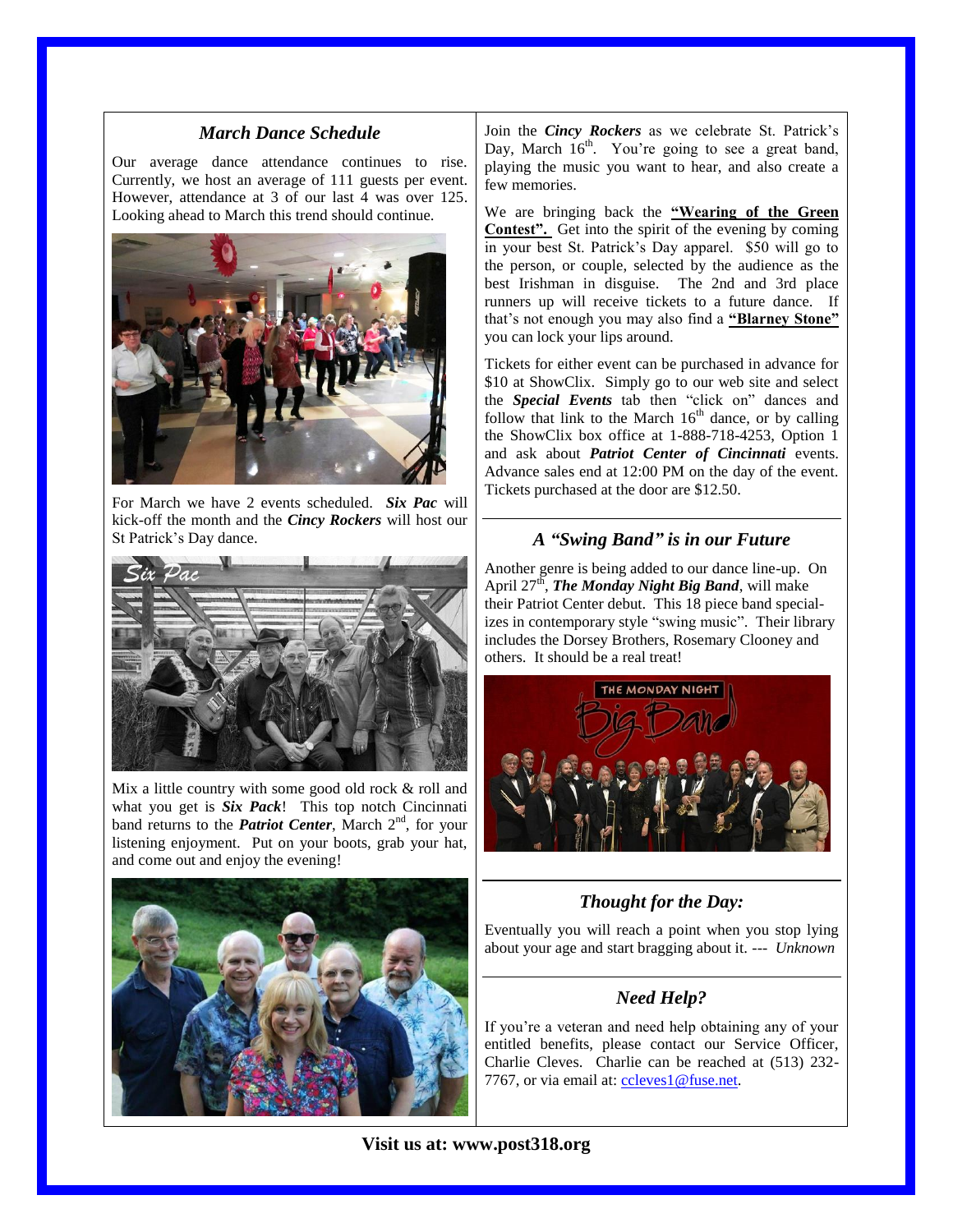## *March Dance Schedule*

Our average dance attendance continues to rise. Currently, we host an average of 111 guests per event. However, attendance at 3 of our last 4 was over 125. Looking ahead to March this trend should continue.

For March we have 2 events scheduled. ***Six Pac*** will kick-off the month and the ***Cincy Rockers*** will host our St Patrick's Day dance.

Mix a little country with some good old rock & roll and what you get is ***Six Pack***! This top notch Cincinnati band returns to the ***Patriot Center***, March 2nd, for your listening enjoyment. Put on your boots, grab your hat, and come out and enjoy the evening!

Join the ***Cincy Rockers*** as we celebrate St. Patrick's Day, March 16th. You're going to see a great band, playing the music you want to hear, and also create a few memories.

We are bringing back the **"Wearing of the Green Contest".** Get into the spirit of the evening by coming in your best St. Patrick's Day apparel. $50 will go to the person, or couple, selected by the audience as the best Irishman in disguise. The 2nd and 3rd place runners up will receive tickets to a future dance. If that's not enough you may also find a **"Blarney Stone"** you can lock your lips around.

Tickets for either event can be purchased in advance for $10 at ShowClix. Simply go to our web site and select the ***Special Events*** tab then "click on" dances and follow that link to the March 16th dance, or by calling the ShowClix box office at 1-888-718-4253, Option 1 and ask about ***Patriot Center of Cincinnati*** events. Advance sales end at 12:00 PM on the day of the event. Tickets purchased at the door are $12.50.

## *A "Swing Band" is in our Future*

Another genre is being added to our dance line-up. On April 27th, ***The Monday Night Big Band***, will make their Patriot Center debut. This 18 piece band specializes in contemporary style "swing music". Their library includes the Dorsey Brothers, Rosemary Clooney and others. It should be a real treat!

## *Thought for the Day:*

Eventually you will reach a point when you stop lying about your age and start bragging about it. --- *Unknown*

## *Need Help?*

If you're a veteran and need help obtaining any of your entitled benefits, please contact our Service Officer, Charlie Cleves. Charlie can be reached at (513) 232-7767, or via email at: ccleves1@fuse.net.

**Visit us at: www.post318.org**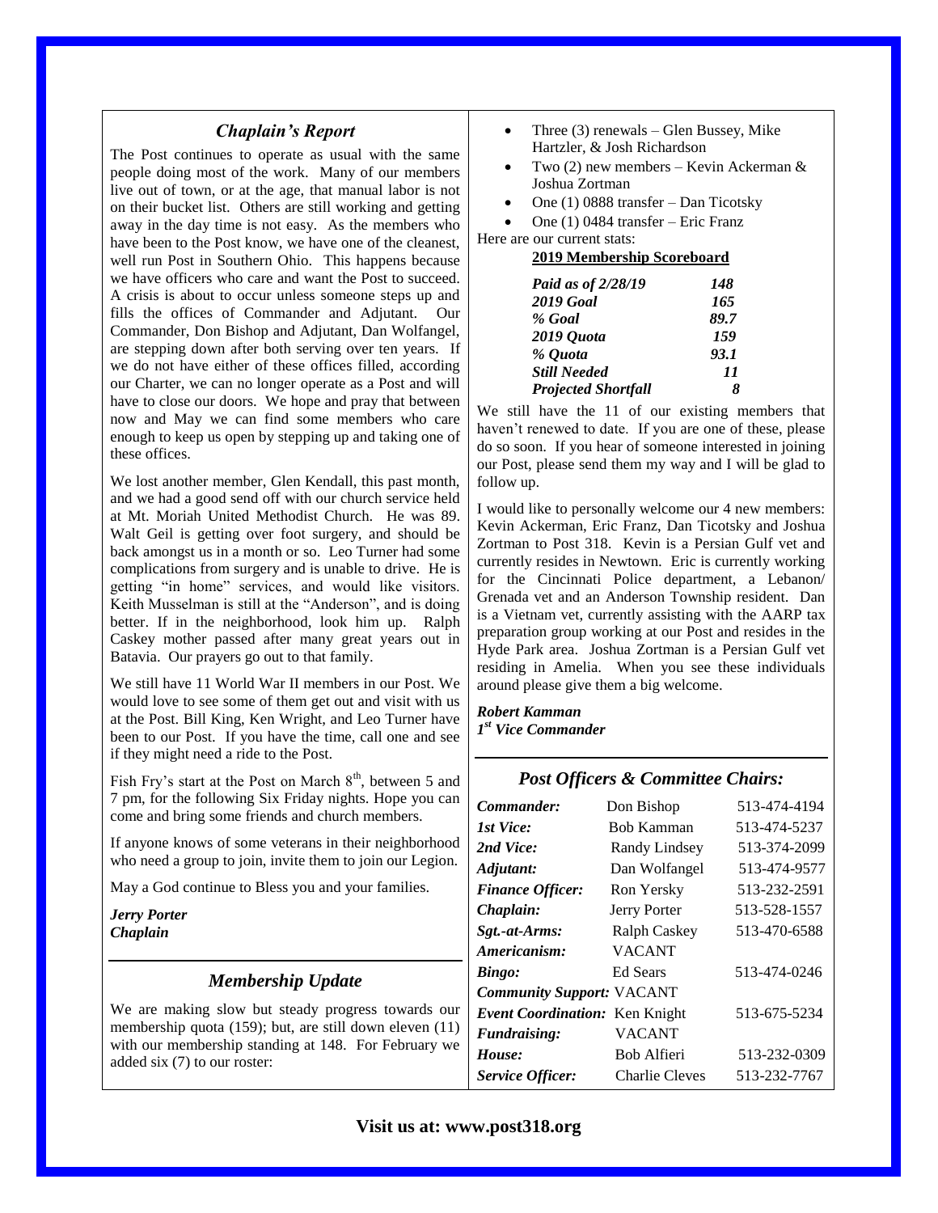## *Chaplain's Report*

The Post continues to operate as usual with the same people doing most of the work. Many of our members live out of town, or at the age, that manual labor is not on their bucket list. Others are still working and getting away in the day time is not easy. As the members who have been to the Post know, we have one of the cleanest, well run Post in Southern Ohio. This happens because we have officers who care and want the Post to succeed. A crisis is about to occur unless someone steps up and fills the offices of Commander and Adjutant. Our Commander, Don Bishop and Adjutant, Dan Wolfangel, are stepping down after both serving over ten years. If we do not have either of these offices filled, according our Charter, we can no longer operate as a Post and will have to close our doors. We hope and pray that between now and May we can find some members who care enough to keep us open by stepping up and taking one of these offices.

We lost another member, Glen Kendall, this past month, and we had a good send off with our church service held at Mt. Moriah United Methodist Church. He was 89. Walt Geil is getting over foot surgery, and should be back amongst us in a month or so. Leo Turner had some complications from surgery and is unable to drive. He is getting "in home" services, and would like visitors. Keith Musselman is still at the "Anderson", and is doing better. If in the neighborhood, look him up. Ralph Caskey mother passed after many great years out in Batavia. Our prayers go out to that family.

We still have 11 World War II members in our Post. We would love to see some of them get out and visit with us at the Post. Bill King, Ken Wright, and Leo Turner have been to our Post. If you have the time, call one and see if they might need a ride to the Post.

Fish Fry's start at the Post on March 8th, between 5 and 7 pm, for the following Six Friday nights. Hope you can come and bring some friends and church members.

If anyone knows of some veterans in their neighborhood who need a group to join, invite them to join our Legion.

May a God continue to Bless you and your families.

***Jerry Porter***
***Chaplain***

## *Membership Update*

We are making slow but steady progress towards our membership quota (159); but, are still down eleven (11) with our membership standing at 148. For February we added six (7) to our roster:

- Three (3) renewals – Glen Bussey, Mike Hartzler, & Josh Richardson
- Two (2) new members – Kevin Ackerman & Joshua Zortman
- One (1) 0888 transfer – Dan Ticotsky
- One (1) 0484 transfer – Eric Franz

Here are our current stats:

**2019 Membership Scoreboard**

| | |
|---|---|
| ***Paid as of 2/28/19*** | ***148*** |
| ***2019 Goal*** | ***165*** |
| ***% Goal*** | ***89.7*** |
| ***2019 Quota*** | ***159*** |
| ***% Quota*** | ***93.1*** |
| ***Still Needed*** | ***11*** |
| ***Projected Shortfall*** | ***8*** |

We still have the 11 of our existing members that haven't renewed to date. If you are one of these, please do so soon. If you hear of someone interested in joining our Post, please send them my way and I will be glad to follow up.

I would like to personally welcome our 4 new members: Kevin Ackerman, Eric Franz, Dan Ticotsky and Joshua Zortman to Post 318. Kevin is a Persian Gulf vet and currently resides in Newtown. Eric is currently working for the Cincinnati Police department, a Lebanon/ Grenada vet and an Anderson Township resident. Dan is a Vietnam vet, currently assisting with the AARP tax preparation group working at our Post and resides in the Hyde Park area. Joshua Zortman is a Persian Gulf vet residing in Amelia. When you see these individuals around please give them a big welcome.

***Robert Kamman***
***1st Vice Commander***

## *Post Officers & Committee Chairs:*

| | | |
|---|---|---|
| ***Commander:*** | Don Bishop | 513-474-4194 |
| ***1st Vice:*** | Bob Kamman | 513-474-5237 |
| ***2nd Vice:*** | Randy Lindsey | 513-374-2099 |
| ***Adjutant:*** | Dan Wolfangel | 513-474-9577 |
| ***Finance Officer:*** | Ron Yersky | 513-232-2591 |
| ***Chaplain:*** | Jerry Porter | 513-528-1557 |
| ***Sgt.-at-Arms:*** | Ralph Caskey | 513-470-6588 |
| ***Americanism:*** | VACANT | |
| ***Bingo:*** | Ed Sears | 513-474-0246 |
| ***Community Support:*** | VACANT | |
| ***Event Coordination:*** | Ken Knight | 513-675-5234 |
| ***Fundraising:*** | VACANT | |
| ***House:*** | Bob Alfieri | 513-232-0309 |
| ***Service Officer:*** | Charlie Cleves | 513-232-7767 |

**Visit us at: www.post318.org**